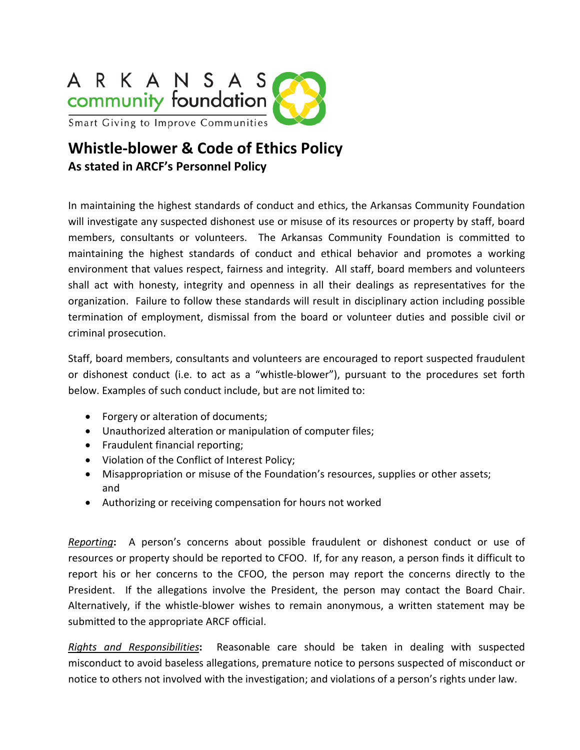ARKANSAS community foundation

Smart Giving to Improve Communities

# Whistle-blower & Code of Ethics Policy

## As stated in ARCF's Personnel Policy

In maintaining the highest standards of conduct and ethics, the Arkansas Community Foundation will investigate any suspected dishonest use or misuse of its resources or property by staff, board members, consultants or volunteers. The Arkansas Community Foundation is committed to maintaining the highest standards of conduct and ethical behavior and promotes a working environment that values respect, fairness and integrity. All staff, board members and volunteers shall act with honesty, integrity and openness in all their dealings as representatives for the organization. Failure to follow these standards will result in disciplinary action including possible termination of employment, dismissal from the board or volunteer duties and possible civil or criminal prosecution.

Staff, board members, consultants and volunteers are encouraged to report suspected fraudulent or dishonest conduct (i.e. to act as a "whistle-blower"), pursuant to the procedures set forth below. Examples of such conduct include, but are not limited to:

- Forgery or alteration of documents;
- Unauthorized alteration or manipulation of computer files;
- Fraudulent financial reporting;
- Violation of the Conflict of Interest Policy;
- Misappropriation or misuse of the Foundation's resources, supplies or other assets; and
- Authorizing or receiving compensation for hours not worked

*Reporting*: A person's concerns about possible fraudulent or dishonest conduct or use of resources or property should be reported to CFOO. If, for any reason, a person finds it difficult to report his or her concerns to the CFOO, the person may report the concerns directly to the President. If the allegations involve the President, the person may contact the Board Chair. Alternatively, if the whistle-blower wishes to remain anonymous, a written statement may be submitted to the appropriate ARCF official.

*Rights and Responsibilities*: Reasonable care should be taken in dealing with suspected misconduct to avoid baseless allegations, premature notice to persons suspected of misconduct or notice to others not involved with the investigation; and violations of a person's rights under law.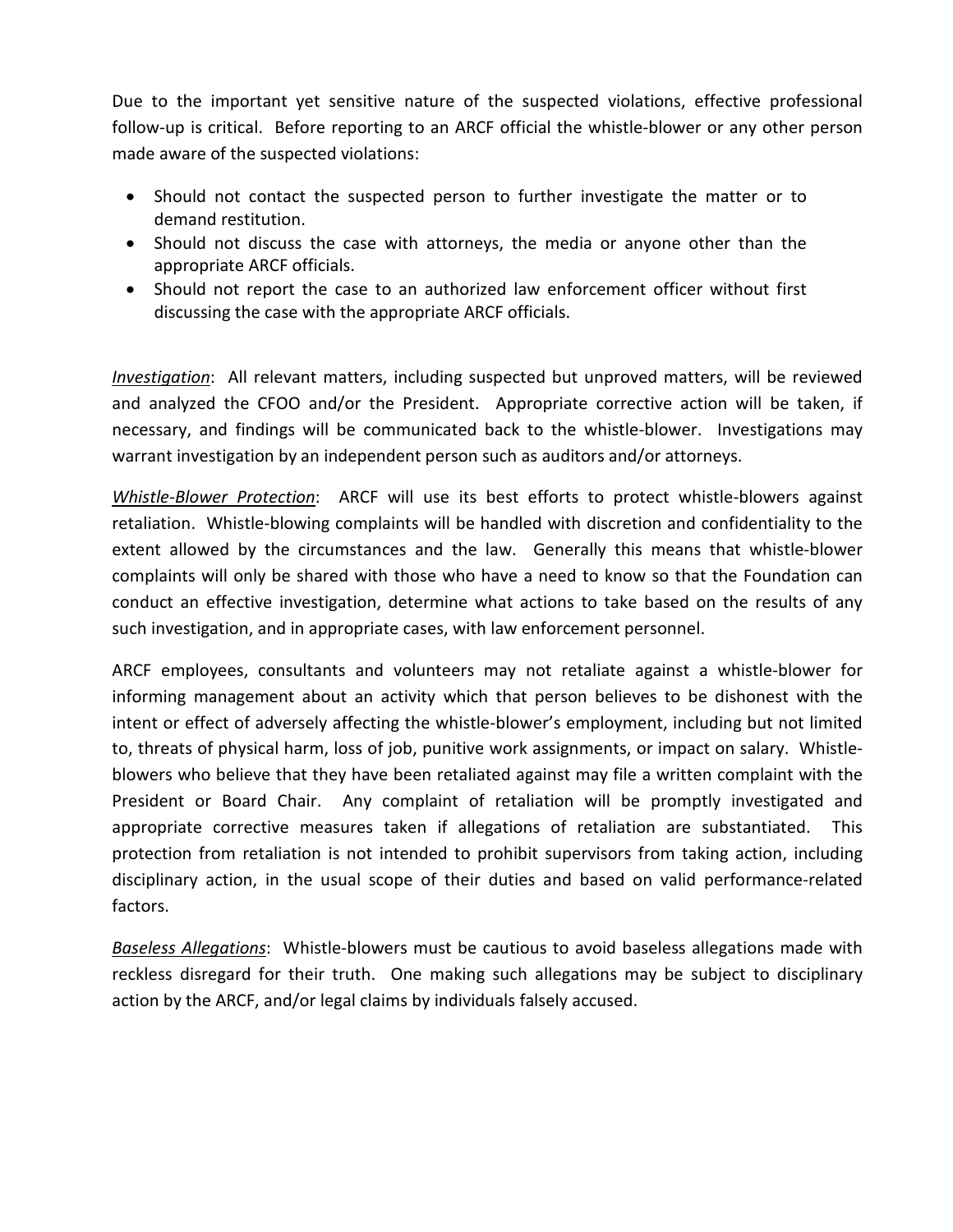Due to the important yet sensitive nature of the suspected violations, effective professional follow-up is critical. Before reporting to an ARCF official the whistle-blower or any other person made aware of the suspected violations:

- Should not contact the suspected person to further investigate the matter or to demand restitution.
- Should not discuss the case with attorneys, the media or anyone other than the appropriate ARCF officials.
- Should not report the case to an authorized law enforcement officer without first discussing the case with the appropriate ARCF officials.

*<u>Investigation</u>*: All relevant matters, including suspected but unproved matters, will be reviewed and analyzed the CFOO and/or the President. Appropriate corrective action will be taken, if necessary, and findings will be communicated back to the whistle-blower. Investigations may warrant investigation by an independent person such as auditors and/or attorneys.

*<u>Whistle-Blower Protection</u>*: ARCF will use its best efforts to protect whistle-blowers against retaliation. Whistle-blowing complaints will be handled with discretion and confidentiality to the extent allowed by the circumstances and the law. Generally this means that whistle-blower complaints will only be shared with those who have a need to know so that the Foundation can conduct an effective investigation, determine what actions to take based on the results of any such investigation, and in appropriate cases, with law enforcement personnel.

ARCF employees, consultants and volunteers may not retaliate against a whistle-blower for informing management about an activity which that person believes to be dishonest with the intent or effect of adversely affecting the whistle-blower's employment, including but not limited to, threats of physical harm, loss of job, punitive work assignments, or impact on salary. Whistle-blowers who believe that they have been retaliated against may file a written complaint with the President or Board Chair. Any complaint of retaliation will be promptly investigated and appropriate corrective measures taken if allegations of retaliation are substantiated. This protection from retaliation is not intended to prohibit supervisors from taking action, including disciplinary action, in the usual scope of their duties and based on valid performance-related factors.

*<u>Baseless Allegations</u>*: Whistle-blowers must be cautious to avoid baseless allegations made with reckless disregard for their truth. One making such allegations may be subject to disciplinary action by the ARCF, and/or legal claims by individuals falsely accused.